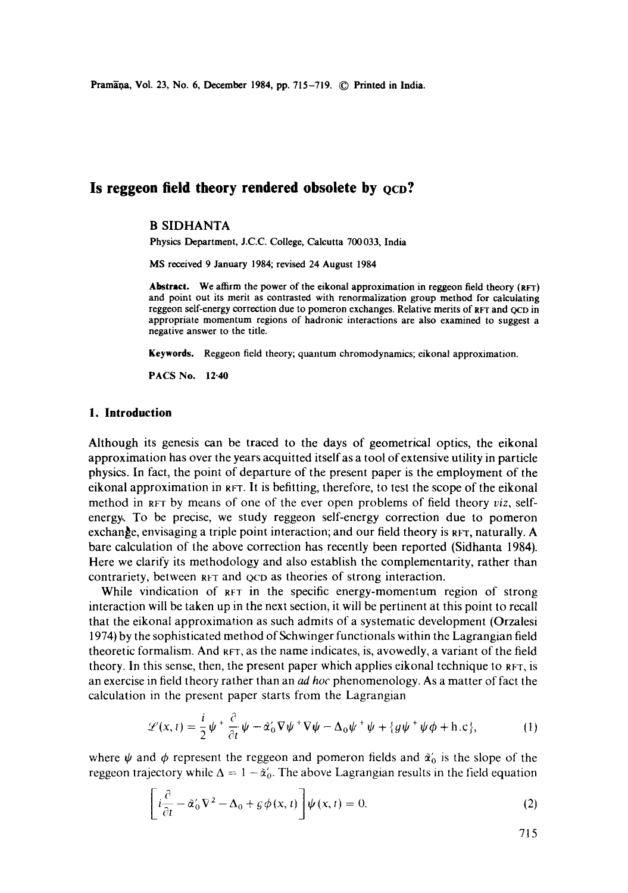# Is reggeon field theory rendered obsolete by QCD?

**B SIDHANTA**

Physics Department, J.C.C. College, Calcutta 700033, India

MS received 9 January 1984; revised 24 August 1984

**Abstract.** We affirm the power of the eikonal approximation in reggeon field theory (RFT) and point out its merit as contrasted with renormalization group method for calculating reggeon self-energy correction due to pomeron exchanges. Relative merits of RFT and QCD in appropriate momentum regions of hadronic interactions are also examined to suggest a negative answer to the title.

**Keywords.** Reggeon field theory; quantum chromodynamics; eikonal approximation.

**PACS No.** 12·40

## 1. Introduction

Although its genesis can be traced to the days of geometrical optics, the eikonal approximation has over the years acquitted itself as a tool of extensive utility in particle physics. In fact, the point of departure of the present paper is the employment of the eikonal approximation in RFT. It is befitting, therefore, to test the scope of the eikonal method in RFT by means of one of the ever open problems of field theory *viz*, self-energy. To be precise, we study reggeon self-energy correction due to pomeron exchange, envisaging a triple point interaction; and our field theory is RFT, naturally. A bare calculation of the above correction has recently been reported (Sidhanta 1984). Here we clarify its methodology and also establish the complementarity, rather than contrariety, between RFT and QCD as theories of strong interaction.

While vindication of RFT in the specific energy-momentum region of strong interaction will be taken up in the next section, it will be pertinent at this point to recall that the eikonal approximation as such admits of a systematic development (Orzalesi 1974) by the sophisticated method of Schwinger functionals within the Lagrangian field theoretic formalism. And RFT, as the name indicates, is, avowedly, a variant of the field theory. In this sense, then, the present paper which applies eikonal technique to RFT, is an exercise in field theory rather than an *ad hoc* phenomenology. As a matter of fact the calculation in the present paper starts from the Lagrangian

$$\mathscr{L}(x, t) = \frac{i}{2}\psi^{+}\frac{\partial}{\partial t}\psi - \bar{\alpha}_0'\nabla\psi^{+}\nabla\psi - \Delta_0\psi^{+}\psi + \{g\psi^{+}\psi\phi + \text{h.c}\}, \tag{1}$$

where $\psi$ and $\phi$ represent the reggeon and pomeron fields and $\bar{\alpha}_0'$ is the slope of the reggeon trajectory while $\Delta = 1 - \bar{\alpha}_0'$. The above Lagrangian results in the field equation

$$\left[i\frac{\partial}{\partial t} - \bar{\alpha}_0'\nabla^2 - \Delta_0 + g\phi(x, t)\right]\psi(x, t) = 0. \tag{2}$$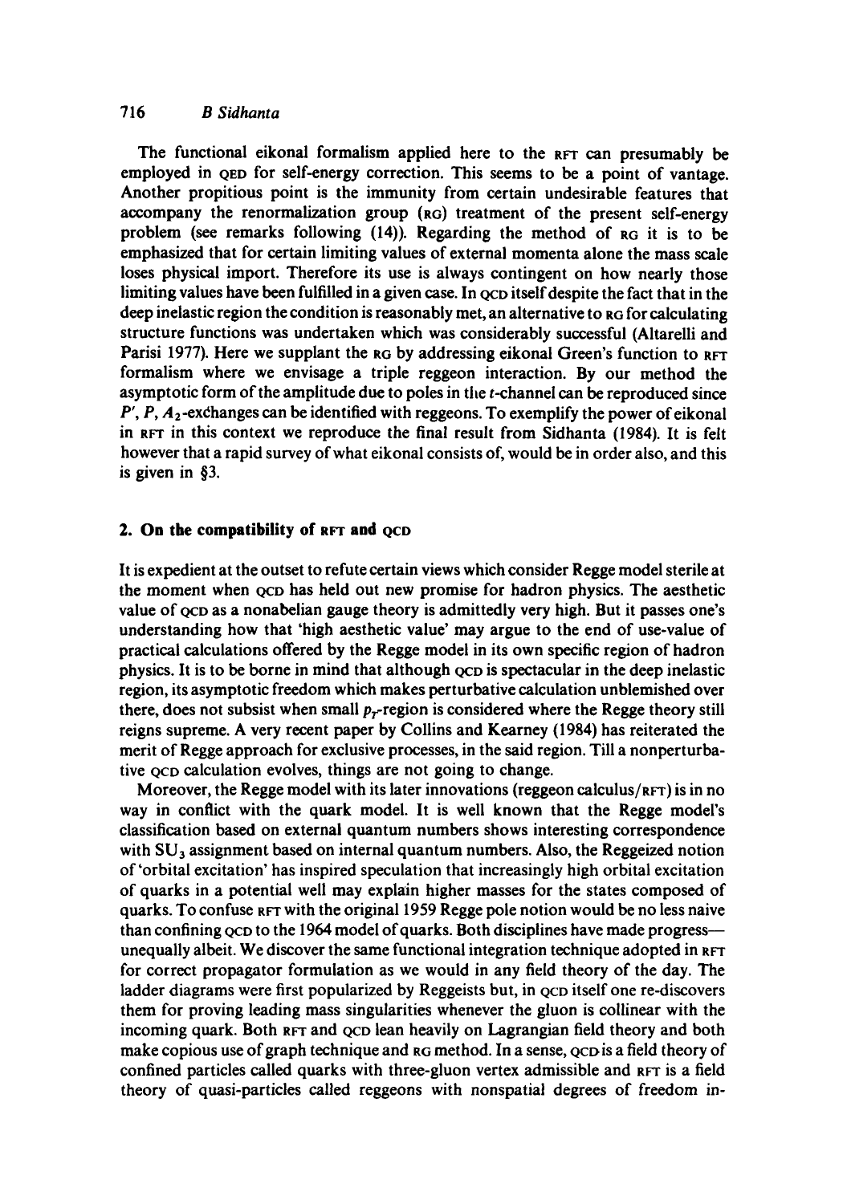The functional eikonal formalism applied here to the RFT can presumably be employed in QED for self-energy correction. This seems to be a point of vantage. Another propitious point is the immunity from certain undesirable features that accompany the renormalization group (RG) treatment of the present self-energy problem (see remarks following (14)). Regarding the method of RG it is to be emphasized that for certain limiting values of external momenta alone the mass scale loses physical import. Therefore its use is always contingent on how nearly those limiting values have been fulfilled in a given case. In QCD itself despite the fact that in the deep inelastic region the condition is reasonably met, an alternative to RG for calculating structure functions was undertaken which was considerably successful (Altarelli and Parisi 1977). Here we supplant the RG by addressing eikonal Green's function to RFT formalism where we envisage a triple reggeon interaction. By our method the asymptotic form of the amplitude due to poles in the $t$-channel can be reproduced since $P'$, $P$, $A_2$-exchanges can be identified with reggeons. To exemplify the power of eikonal in RFT in this context we reproduce the final result from Sidhanta (1984). It is felt however that a rapid survey of what eikonal consists of, would be in order also, and this is given in §3.

## 2. On the compatibility of RFT and QCD

It is expedient at the outset to refute certain views which consider Regge model sterile at the moment when QCD has held out new promise for hadron physics. The aesthetic value of QCD as a nonabelian gauge theory is admittedly very high. But it passes one's understanding how that 'high aesthetic value' may argue to the end of use-value of practical calculations offered by the Regge model in its own specific region of hadron physics. It is to be borne in mind that although QCD is spectacular in the deep inelastic region, its asymptotic freedom which makes perturbative calculation unblemished over there, does not subsist when small $p_T$-region is considered where the Regge theory still reigns supreme. A very recent paper by Collins and Kearney (1984) has reiterated the merit of Regge approach for exclusive processes, in the said region. Till a nonperturbative QCD calculation evolves, things are not going to change.

Moreover, the Regge model with its later innovations (reggeon calculus/RFT) is in no way in conflict with the quark model. It is well known that the Regge model's classification based on external quantum numbers shows interesting correspondence with $SU_3$ assignment based on internal quantum numbers. Also, the Reggeized notion of 'orbital excitation' has inspired speculation that increasingly high orbital excitation of quarks in a potential well may explain higher masses for the states composed of quarks. To confuse RFT with the original 1959 Regge pole notion would be no less naive than confining QCD to the 1964 model of quarks. Both disciplines have made progress—unequally albeit. We discover the same functional integration technique adopted in RFT for correct propagator formulation as we would in any field theory of the day. The ladder diagrams were first popularized by Reggeists but, in QCD itself one re-discovers them for proving leading mass singularities whenever the gluon is collinear with the incoming quark. Both RFT and QCD lean heavily on Lagrangian field theory and both make copious use of graph technique and RG method. In a sense, QCD is a field theory of confined particles called quarks with three-gluon vertex admissible and RFT is a field theory of quasi-particles called reggeons with nonspatial degrees of freedom in-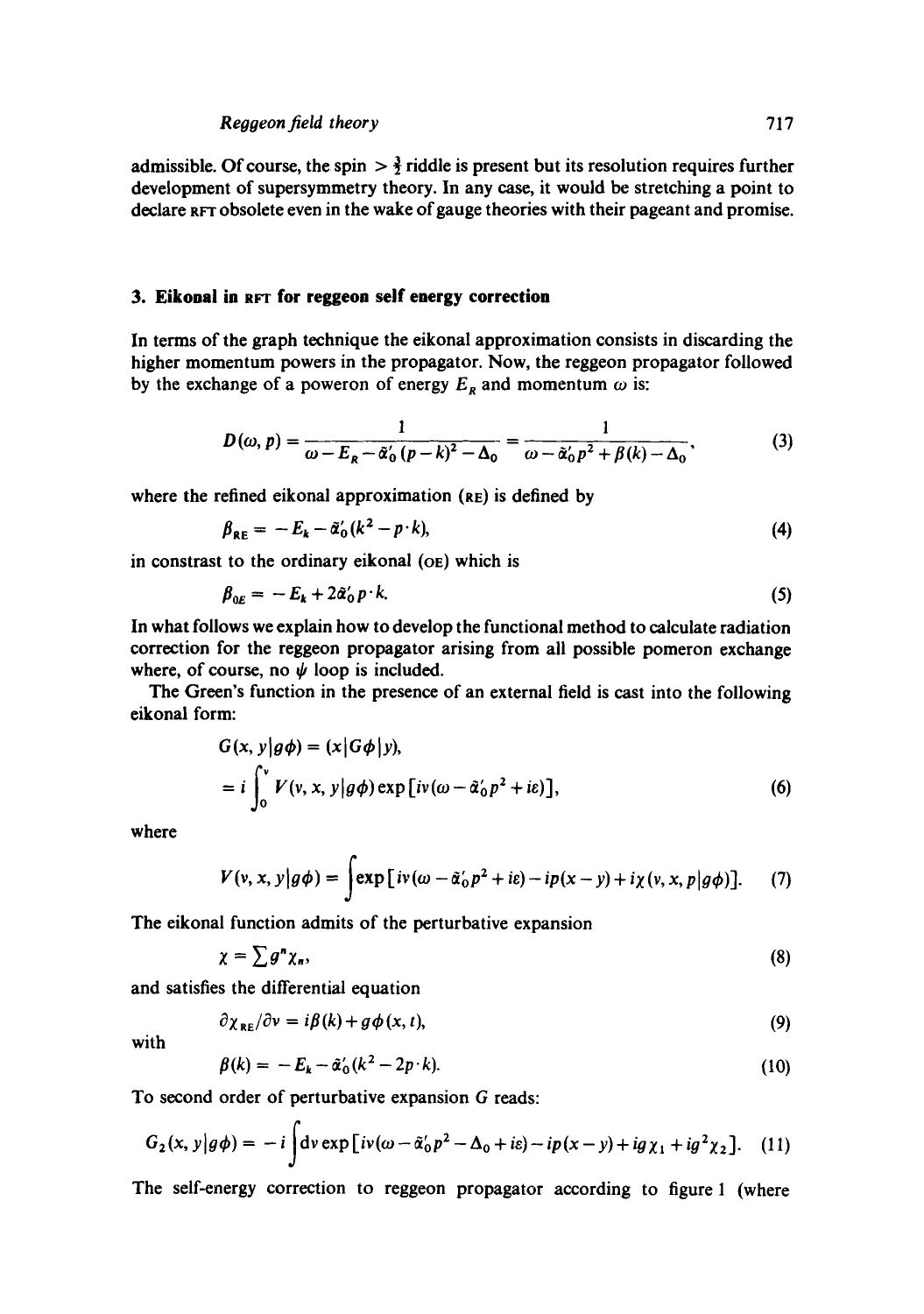admissible. Of course, the spin $> \frac{3}{2}$ riddle is present but its resolution requires further development of supersymmetry theory. In any case, it would be stretching a point to declare RFT obsolete even in the wake of gauge theories with their pageant and promise.

## 3. Eikonal in RFT for reggeon self energy correction

In terms of the graph technique the eikonal approximation consists in discarding the higher momentum powers in the propagator. Now, the reggeon propagator followed by the exchange of a poweron of energy $E_R$ and momentum $\omega$ is:

$$D(\omega, p) = \frac{1}{\omega - E_R - \tilde{\alpha}'_0 (p-k)^2 - \Delta_0} = \frac{1}{\omega - \tilde{\alpha}'_0 p^2 + \beta(k) - \Delta_0}, \tag{3}$$

where the refined eikonal approximation (RE) is defined by

$$\beta_{RE} = -E_k - \tilde{\alpha}'_0 (k^2 - p \cdot k), \tag{4}$$

in constrast to the ordinary eikonal (OE) which is

$$\beta_{OE} = -E_k + 2\tilde{\alpha}'_0 p \cdot k. \tag{5}$$

In what follows we explain how to develop the functional method to calculate radiation correction for the reggeon propagator arising from all possible pomeron exchange where, of course, no $\psi$ loop is included.

The Green's function in the presence of an external field is cast into the following eikonal form:

$$\begin{aligned} G(x, y|g\phi) &= (x|G\phi|y), \\ &= i \int_0^v V(v, x, y|g\phi) \exp[iv(\omega - \tilde{\alpha}'_0 p^2 + i\varepsilon)], \end{aligned} \tag{6}$$

where

$$V(v, x, y|g\phi) = \int \exp[iv(\omega - \tilde{\alpha}'_0 p^2 + i\varepsilon) - ip(x-y) + i\chi(v, x, p|g\phi)]. \tag{7}$$

The eikonal function admits of the perturbative expansion

$$\chi = \sum g^n \chi_n, \tag{8}$$

and satisfies the differential equation

$$\partial \chi_{RE}/\partial v = i\beta(k) + g\phi(x, t), \tag{9}$$

with

$$\beta(k) = -E_k - \tilde{\alpha}'_0 (k^2 - 2p \cdot k). \tag{10}$$

To second order of perturbative expansion $G$ reads:

$$G_2(x, y|g\phi) = -i \int dv \exp[iv(\omega - \tilde{\alpha}'_0 p^2 - \Delta_0 + i\varepsilon) - ip(x-y) + ig\chi_1 + ig^2\chi_2]. \tag{11}$$

The self-energy correction to reggeon propagator according to figure 1 (where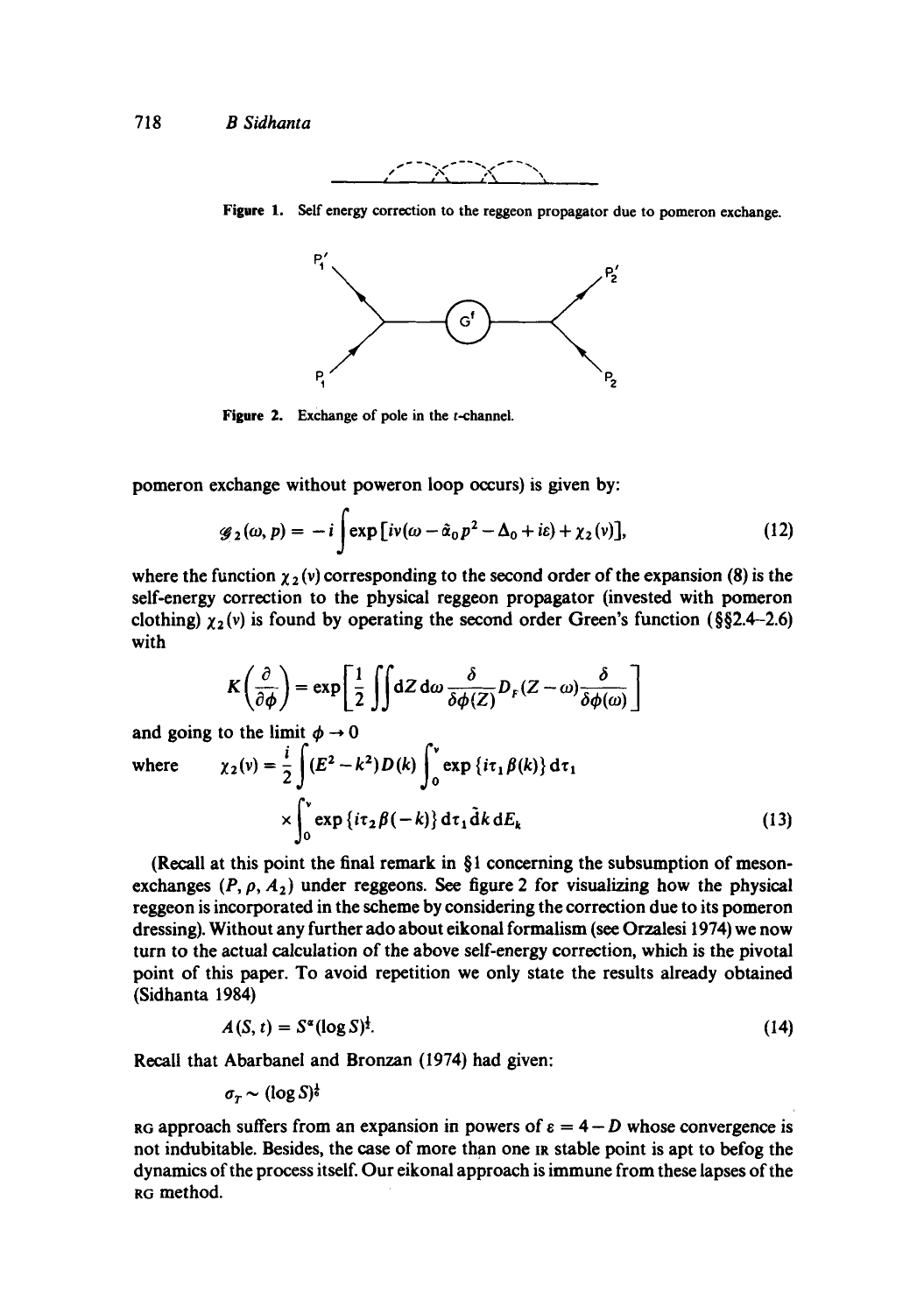Figure 1. Self energy correction to the reggeon propagator due to pomeron exchange.

Figure 2. Exchange of pole in the $t$-channel.

pomeron exchange without poweron loop occurs) is given by:

$$\mathscr{G}_2(\omega, p) = -i\int \exp\left[i\nu(\omega - \tilde{\alpha}_0 p^2 - \Delta_0 + i\varepsilon) + \chi_2(\nu)\right], \tag{12}$$

where the function $\chi_2(\nu)$ corresponding to the second order of the expansion (8) is the self-energy correction to the physical reggeon propagator (invested with pomeron clothing) $\chi_2(\nu)$ is found by operating the second order Green's function (§§2.4–2.6) with

$$K\left(\frac{\partial}{\partial \phi}\right) = \exp\left[\frac{1}{2}\iint \mathrm{d}Z\,\mathrm{d}\omega \frac{\delta}{\delta\phi(Z)} D_F(Z-\omega)\frac{\delta}{\delta\phi(\omega)}\right]$$

and going to the limit $\phi \to 0$

where
$$\chi_2(\nu) = \frac{i}{2}\int (E^2 - k^2) D(k)\int_0^\nu \exp\{i\tau_1 \beta(k)\}\,\mathrm{d}\tau_1 \times \int_0^\nu \exp\{i\tau_2 \beta(-k)\}\,\mathrm{d}\tau_1\,\tilde{\mathrm{d}}k\,\mathrm{d}E_k \tag{13}$$

(Recall at this point the final remark in §1 concerning the subsumption of meson-exchanges ($P, \rho, A_2$) under reggeons. See figure 2 for visualizing how the physical reggeon is incorporated in the scheme by considering the correction due to its pomeron dressing). Without any further ado about eikonal formalism (see Orzalesi 1974) we now turn to the actual calculation of the above self-energy correction, which is the pivotal point of this paper. To avoid repetition we only state the results already obtained (Sidhanta 1984)

$$A(S, t) = S^{\alpha}(\log S)^{\frac{1}{4}}. \tag{14}$$

Recall that Abarbanel and Bronzan (1974) had given:

$$\sigma_T \sim (\log S)^{\frac{1}{6}}$$

RG approach suffers from an expansion in powers of $\varepsilon = 4 - D$ whose convergence is not indubitable. Besides, the case of more than one IR stable point is apt to befog the dynamics of the process itself. Our eikonal approach is immune from these lapses of the RG method.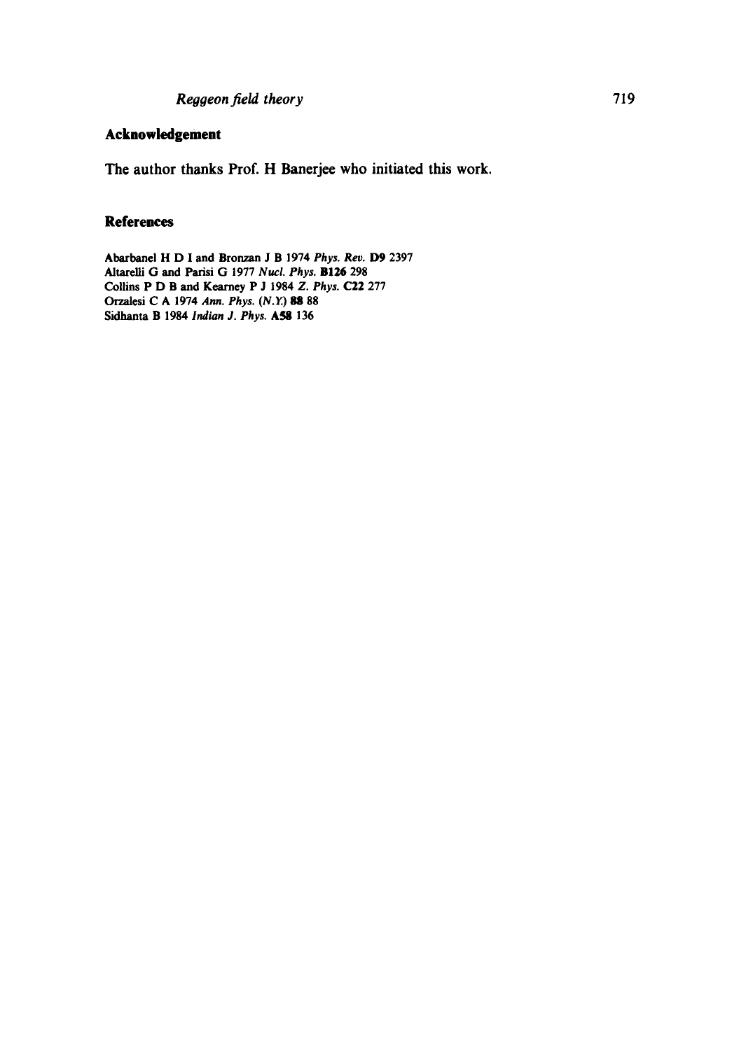## Acknowledgement

The author thanks Prof. H Banerjee who initiated this work.

## References

Abarbanel H D I and Bronzan J B 1974 *Phys. Rev.* **D9** 2397
Altarelli G and Parisi G 1977 *Nucl. Phys.* **B126** 298
Collins P D B and Kearney P J 1984 *Z. Phys.* **C22** 277
Orzalesi C A 1974 *Ann. Phys. (N.Y.)* **88** 88
Sidhanta B 1984 *Indian J. Phys.* **A58** 136